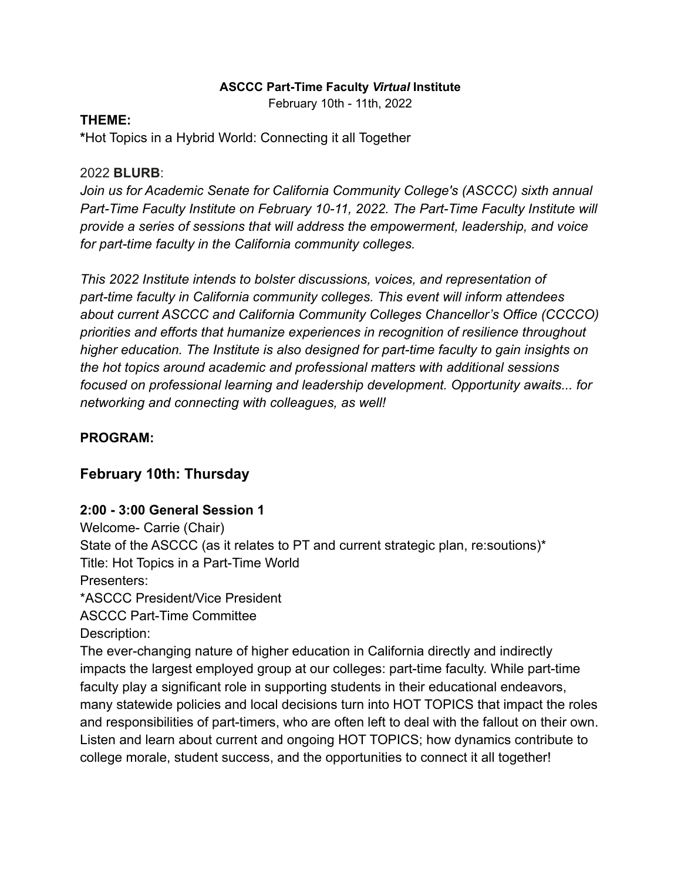**ASCCC Part-Time Faculty *Virtual* Institute**

February 10th - 11th, 2022

**THEME:**

**\***Hot Topics in a Hybrid World: Connecting it all Together

2022 **BLURB**:

*Join us for Academic Senate for California Community College's (ASCCC) sixth annual Part-Time Faculty Institute on February 10-11, 2022. The Part-Time Faculty Institute will provide a series of sessions that will address the empowerment, leadership, and voice for part-time faculty in the California community colleges.*

*This 2022 Institute intends to bolster discussions, voices, and representation of part-time faculty in California community colleges. This event will inform attendees about current ASCCC and California Community Colleges Chancellor's Office (CCCCO) priorities and efforts that humanize experiences in recognition of resilience throughout higher education. The Institute is also designed for part-time faculty to gain insights on the hot topics around academic and professional matters with additional sessions focused on professional learning and leadership development. Opportunity awaits... for networking and connecting with colleagues, as well!*

**PROGRAM:**

## February 10th: Thursday

**2:00 - 3:00 General Session 1**

Welcome- Carrie (Chair)

State of the ASCCC (as it relates to PT and current strategic plan, re:soutions)*

Title: Hot Topics in a Part-Time World

Presenters:

*ASCCC President/Vice President

ASCCC Part-Time Committee

Description:

The ever-changing nature of higher education in California directly and indirectly impacts the largest employed group at our colleges: part-time faculty. While part-time faculty play a significant role in supporting students in their educational endeavors, many statewide policies and local decisions turn into HOT TOPICS that impact the roles and responsibilities of part-timers, who are often left to deal with the fallout on their own. Listen and learn about current and ongoing HOT TOPICS; how dynamics contribute to college morale, student success, and the opportunities to connect it all together!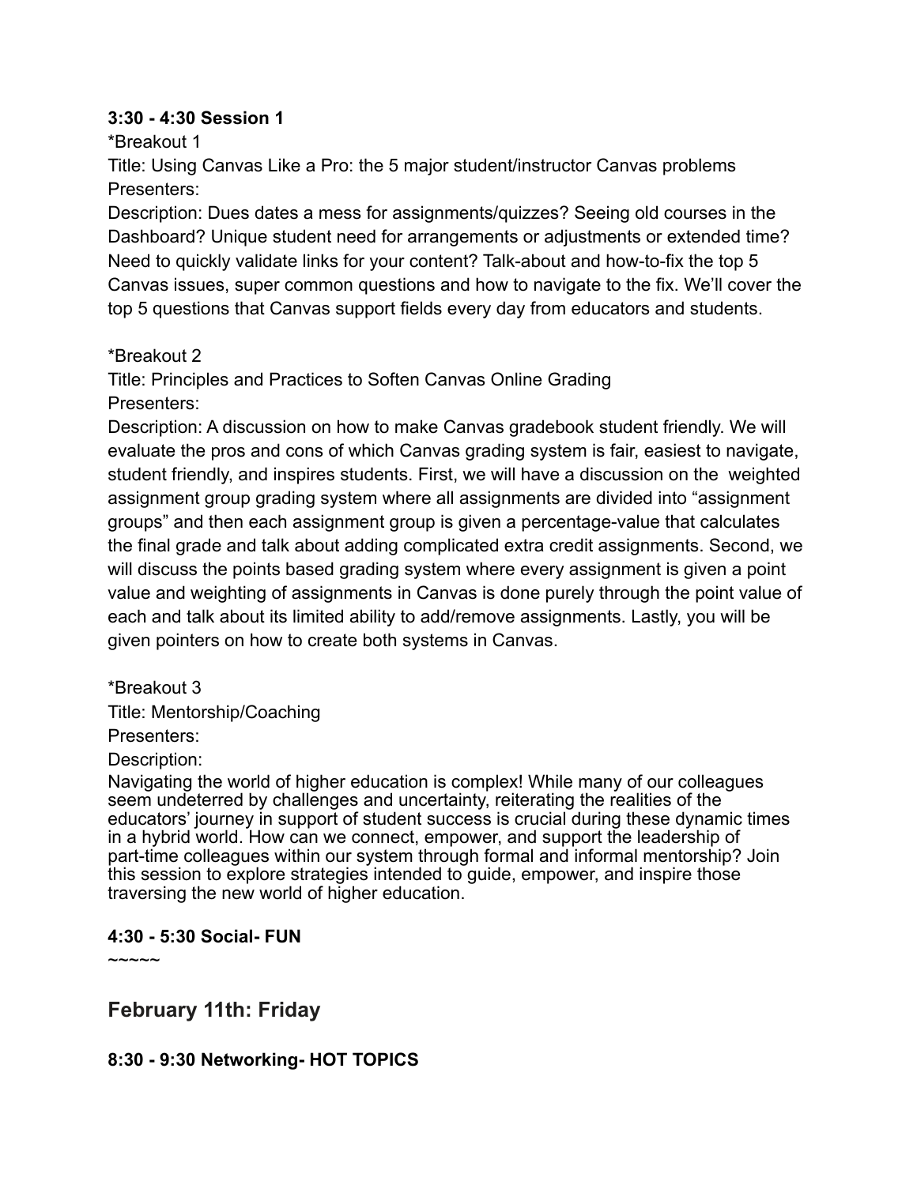**3:30 - 4:30 Session 1**

*Breakout 1

Title: Using Canvas Like a Pro: the 5 major student/instructor Canvas problems

Presenters:

Description: Dues dates a mess for assignments/quizzes? Seeing old courses in the Dashboard? Unique student need for arrangements or adjustments or extended time? Need to quickly validate links for your content? Talk-about and how-to-fix the top 5 Canvas issues, super common questions and how to navigate to the fix. We'll cover the top 5 questions that Canvas support fields every day from educators and students.

*Breakout 2

Title: Principles and Practices to Soften Canvas Online Grading

Presenters:

Description: A discussion on how to make Canvas gradebook student friendly. We will evaluate the pros and cons of which Canvas grading system is fair, easiest to navigate, student friendly, and inspires students. First, we will have a discussion on the weighted assignment group grading system where all assignments are divided into "assignment groups" and then each assignment group is given a percentage-value that calculates the final grade and talk about adding complicated extra credit assignments. Second, we will discuss the points based grading system where every assignment is given a point value and weighting of assignments in Canvas is done purely through the point value of each and talk about its limited ability to add/remove assignments. Lastly, you will be given pointers on how to create both systems in Canvas.

*Breakout 3

Title: Mentorship/Coaching

Presenters:

Description:

Navigating the world of higher education is complex! While many of our colleagues seem undeterred by challenges and uncertainty, reiterating the realities of the educators' journey in support of student success is crucial during these dynamic times in a hybrid world. How can we connect, empower, and support the leadership of part-time colleagues within our system through formal and informal mentorship? Join this session to explore strategies intended to guide, empower, and inspire those traversing the new world of higher education.

**4:30 - 5:30 Social- FUN**

~~~~~

## February 11th: Friday

**8:30 - 9:30 Networking- HOT TOPICS**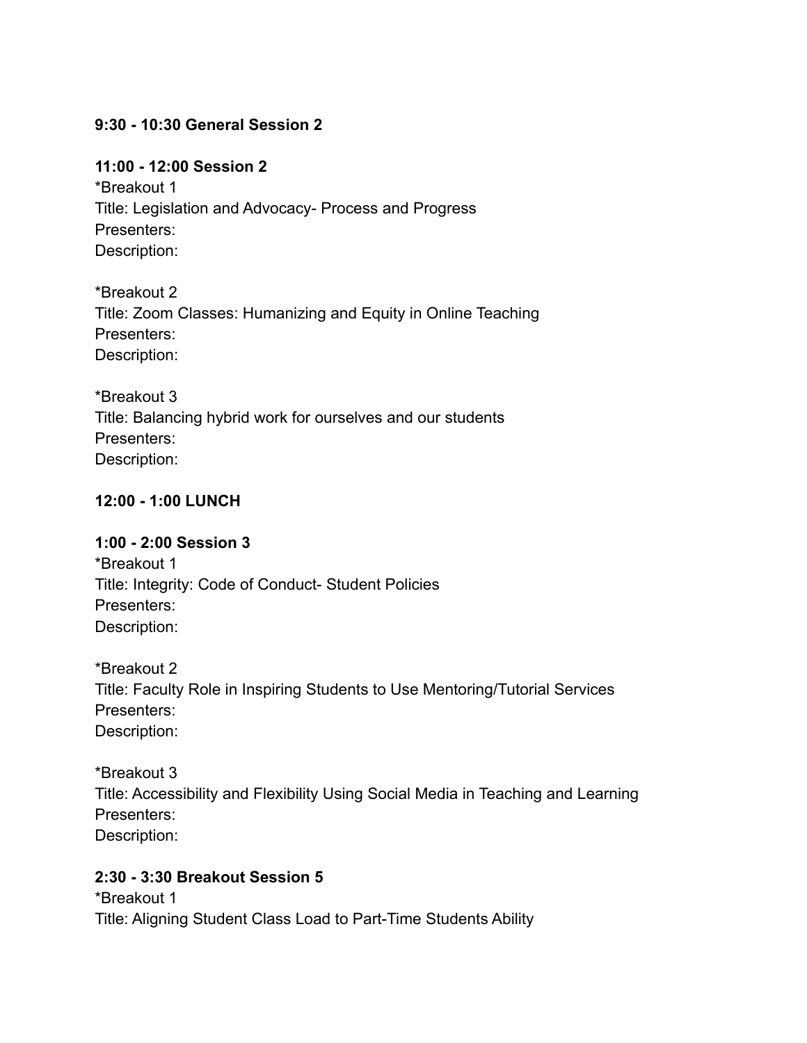**9:30 - 10:30 General Session 2**

**11:00 - 12:00 Session 2**

*Breakout 1
Title: Legislation and Advocacy- Process and Progress
Presenters:
Description:

*Breakout 2
Title: Zoom Classes: Humanizing and Equity in Online Teaching
Presenters:
Description:

*Breakout 3
Title: Balancing hybrid work for ourselves and our students
Presenters:
Description:

**12:00 - 1:00 LUNCH**

**1:00 - 2:00 Session 3**

*Breakout 1
Title: Integrity: Code of Conduct- Student Policies
Presenters:
Description:

*Breakout 2
Title: Faculty Role in Inspiring Students to Use Mentoring/Tutorial Services
Presenters:
Description:

*Breakout 3
Title: Accessibility and Flexibility Using Social Media in Teaching and Learning
Presenters:
Description:

**2:30 - 3:30 Breakout Session 5**

*Breakout 1
Title: Aligning Student Class Load to Part-Time Students Ability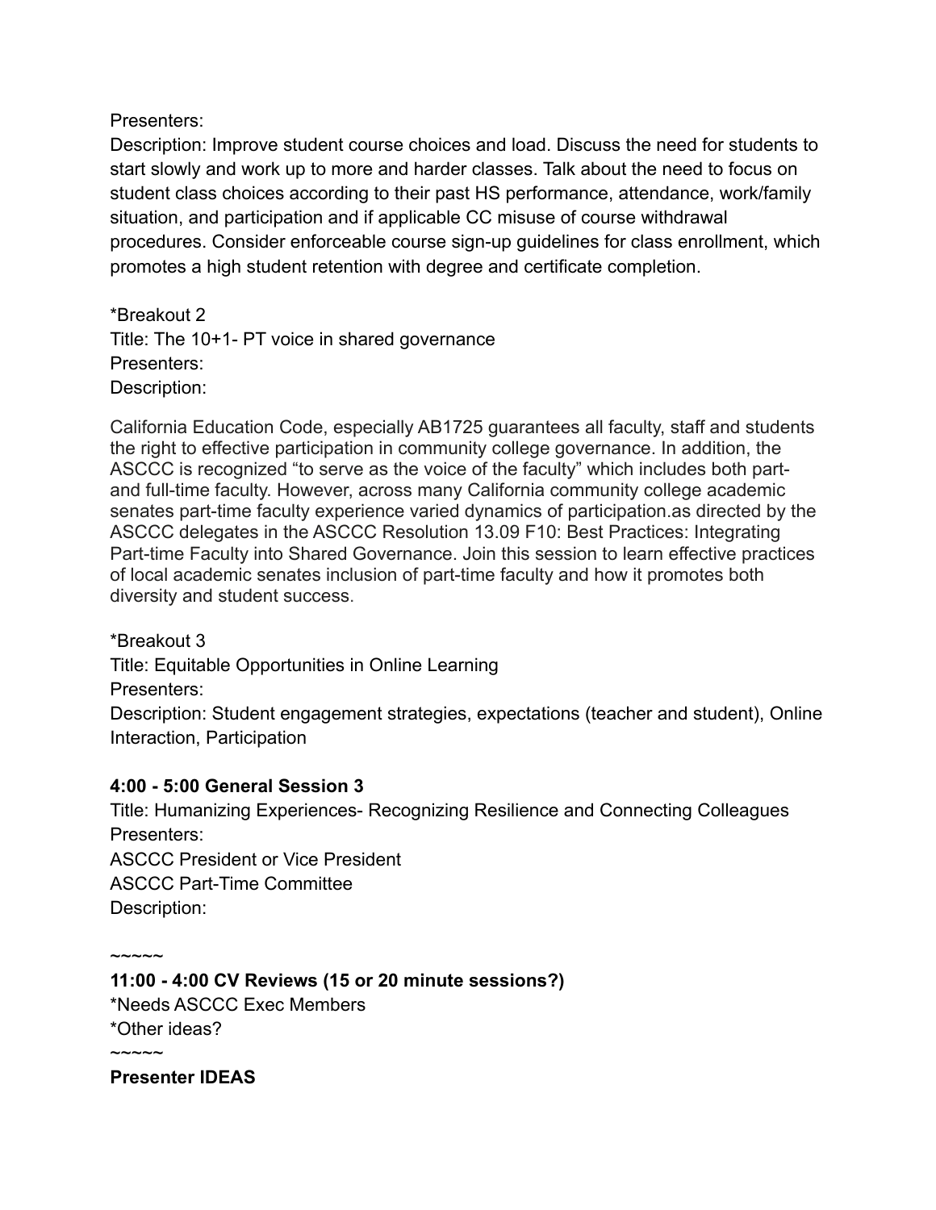Presenters:
Description: Improve student course choices and load. Discuss the need for students to start slowly and work up to more and harder classes. Talk about the need to focus on student class choices according to their past HS performance, attendance, work/family situation, and participation and if applicable CC misuse of course withdrawal procedures. Consider enforceable course sign-up guidelines for class enrollment, which promotes a high student retention with degree and certificate completion.

*Breakout 2
Title: The 10+1- PT voice in shared governance
Presenters:
Description:

California Education Code, especially AB1725 guarantees all faculty, staff and students the right to effective participation in community college governance. In addition, the ASCCC is recognized "to serve as the voice of the faculty" which includes both part- and full-time faculty. However, across many California community college academic senates part-time faculty experience varied dynamics of participation.as directed by the ASCCC delegates in the ASCCC Resolution 13.09 F10: Best Practices: Integrating Part-time Faculty into Shared Governance. Join this session to learn effective practices of local academic senates inclusion of part-time faculty and how it promotes both diversity and student success.

*Breakout 3
Title: Equitable Opportunities in Online Learning
Presenters:
Description: Student engagement strategies, expectations (teacher and student), Online Interaction, Participation

**4:00 - 5:00 General Session 3**
Title: Humanizing Experiences- Recognizing Resilience and Connecting Colleagues
Presenters:
ASCCC President or Vice President
ASCCC Part-Time Committee
Description:

~~~~~

**11:00 - 4:00 CV Reviews (15 or 20 minute sessions?)**
*Needs ASCCC Exec Members
*Other ideas?

~~~~~

**Presenter IDEAS**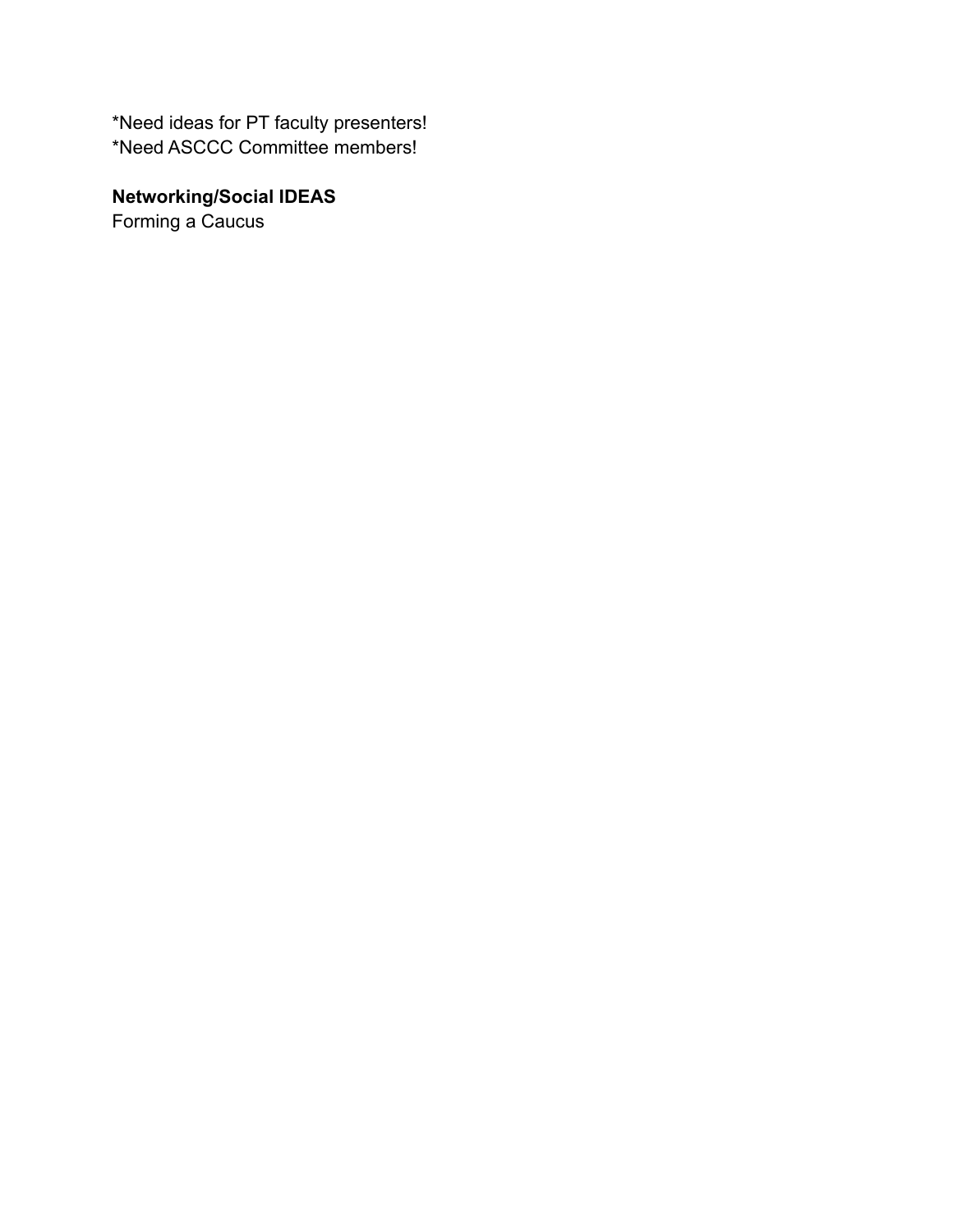*Need ideas for PT faculty presenters!
*Need ASCCC Committee members!

**Networking/Social IDEAS**
Forming a Caucus